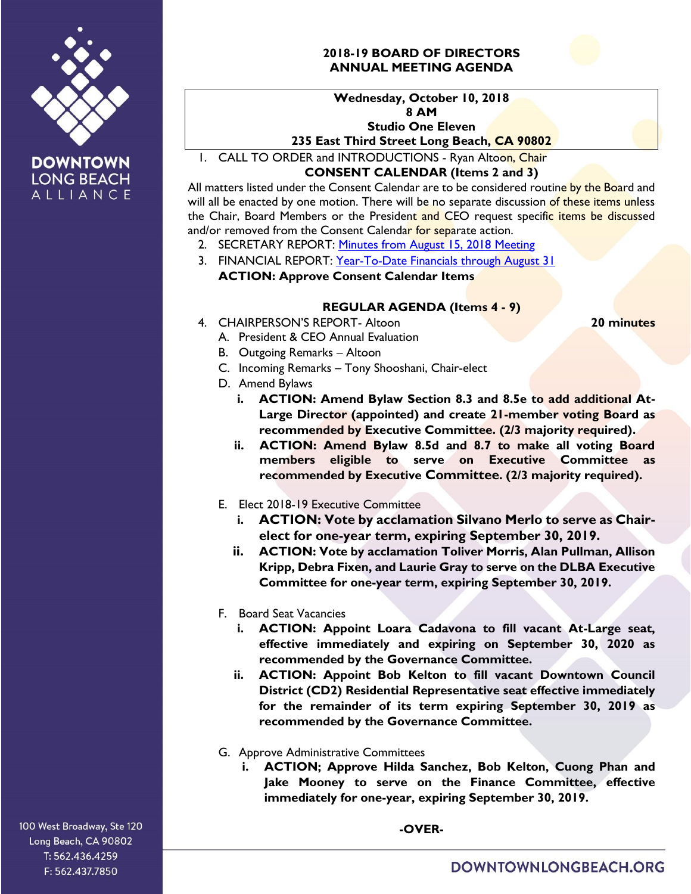DOWNTOWN LONG BEACH ALLIANCE

# 2018-19 BOARD OF DIRECTORS ANNUAL MEETING AGENDA

**Wednesday, October 10, 2018**
**8 AM**
**Studio One Eleven**
**235 East Third Street Long Beach, CA 90802**

1. CALL TO ORDER and INTRODUCTIONS - Ryan Altoon, Chair

**CONSENT CALENDAR (Items 2 and 3)**

All matters listed under the Consent Calendar are to be considered routine by the Board and will all be enacted by one motion. There will be no separate discussion of these items unless the Chair, Board Members or the President and CEO request specific items be discussed and/or removed from the Consent Calendar for separate action.

2. SECRETARY REPORT: [Minutes from August 15, 2018 Meeting]
3. FINANCIAL REPORT: [Year-To-Date Financials through August 31]
   **ACTION: Approve Consent Calendar Items**

**REGULAR AGENDA (Items 4 - 9)**

4. CHAIRPERSON'S REPORT- Altoon **20 minutes**
   - A. President & CEO Annual Evaluation
   - B. Outgoing Remarks – Altoon
   - C. Incoming Remarks – Tony Shooshani, Chair-elect
   - D. Amend Bylaws
     - i. **ACTION: Amend Bylaw Section 8.3 and 8.5e to add additional At-Large Director (appointed) and create 21-member voting Board as recommended by Executive Committee. (2/3 majority required).**
     - ii. **ACTION: Amend Bylaw 8.5d and 8.7 to make all voting Board members eligible to serve on Executive Committee as recommended by Executive Committee. (2/3 majority required).**
   - E. Elect 2018-19 Executive Committee
     - i. **ACTION: Vote by acclamation Silvano Merlo to serve as Chair-elect for one-year term, expiring September 30, 2019.**
     - ii. **ACTION: Vote by acclamation Toliver Morris, Alan Pullman, Allison Kripp, Debra Fixen, and Laurie Gray to serve on the DLBA Executive Committee for one-year term, expiring September 30, 2019.**
   - F. Board Seat Vacancies
     - i. **ACTION: Appoint Loara Cadavona to fill vacant At-Large seat, effective immediately and expiring on September 30, 2020 as recommended by the Governance Committee.**
     - ii. **ACTION: Appoint Bob Kelton to fill vacant Downtown Council District (CD2) Residential Representative seat effective immediately for the remainder of its term expiring September 30, 2019 as recommended by the Governance Committee.**
   - G. Approve Administrative Committees
     - i. **ACTION; Approve Hilda Sanchez, Bob Kelton, Cuong Phan and Jake Mooney to serve on the Finance Committee, effective immediately for one-year, expiring September 30, 2019.**

**-OVER-**

100 West Broadway, Ste 120
Long Beach, CA 90802
T: 562.436.4259
F: 562.437.7850

DOWNTOWNLONGBEACH.ORG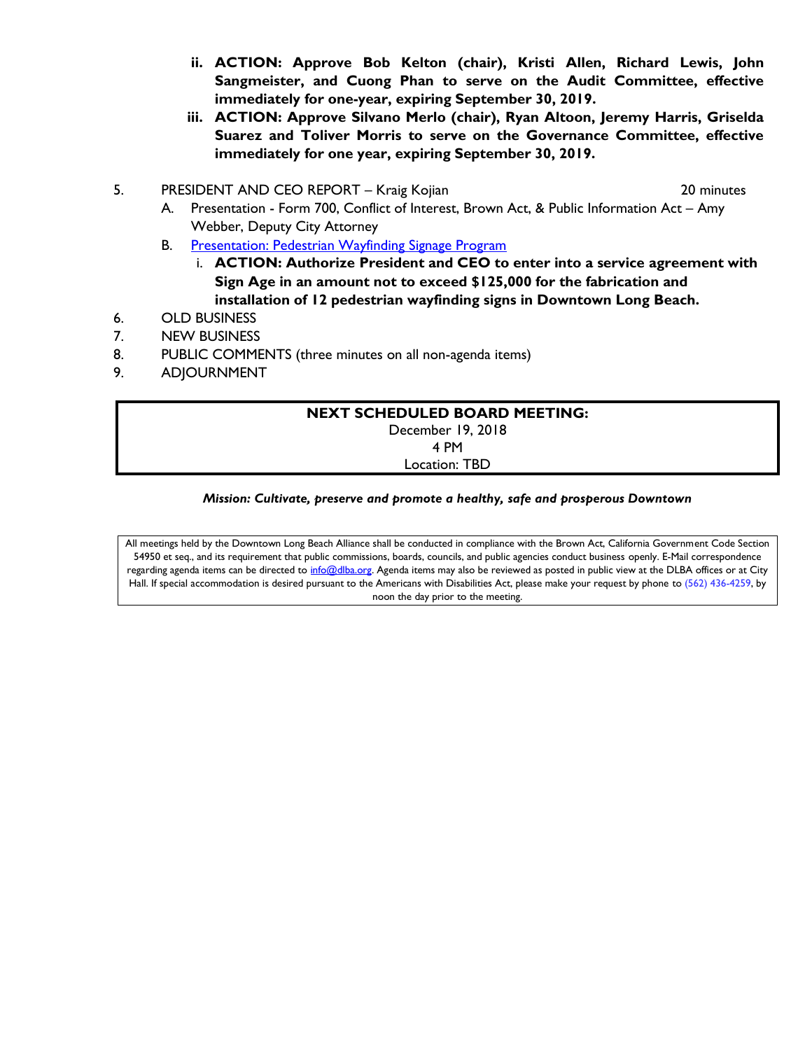ii. **ACTION: Approve Bob Kelton (chair), Kristi Allen, Richard Lewis, John Sangmeister, and Cuong Phan to serve on the Audit Committee, effective immediately for one-year, expiring September 30, 2019.**

iii. **ACTION: Approve Silvano Merlo (chair), Ryan Altoon, Jeremy Harris, Griselda Suarez and Toliver Morris to serve on the Governance Committee, effective immediately for one year, expiring September 30, 2019.**

5. PRESIDENT AND CEO REPORT – Kraig Kojian — 20 minutes
   A. Presentation - Form 700, Conflict of Interest, Brown Act, & Public Information Act – Amy Webber, Deputy City Attorney
   B. Presentation: Pedestrian Wayfinding Signage Program
      i. **ACTION: Authorize President and CEO to enter into a service agreement with Sign Age in an amount not to exceed $125,000 for the fabrication and installation of 12 pedestrian wayfinding signs in Downtown Long Beach.**
6. OLD BUSINESS
7. NEW BUSINESS
8. PUBLIC COMMENTS (three minutes on all non-agenda items)
9. ADJOURNMENT

**NEXT SCHEDULED BOARD MEETING:**
December 19, 2018
4 PM
Location: TBD

***Mission: Cultivate, preserve and promote a healthy, safe and prosperous Downtown***

All meetings held by the Downtown Long Beach Alliance shall be conducted in compliance with the Brown Act, California Government Code Section 54950 et seq., and its requirement that public commissions, boards, councils, and public agencies conduct business openly. E-Mail correspondence regarding agenda items can be directed to info@dlba.org. Agenda items may also be reviewed as posted in public view at the DLBA offices or at City Hall. If special accommodation is desired pursuant to the Americans with Disabilities Act, please make your request by phone to (562) 436-4259, by noon the day prior to the meeting.